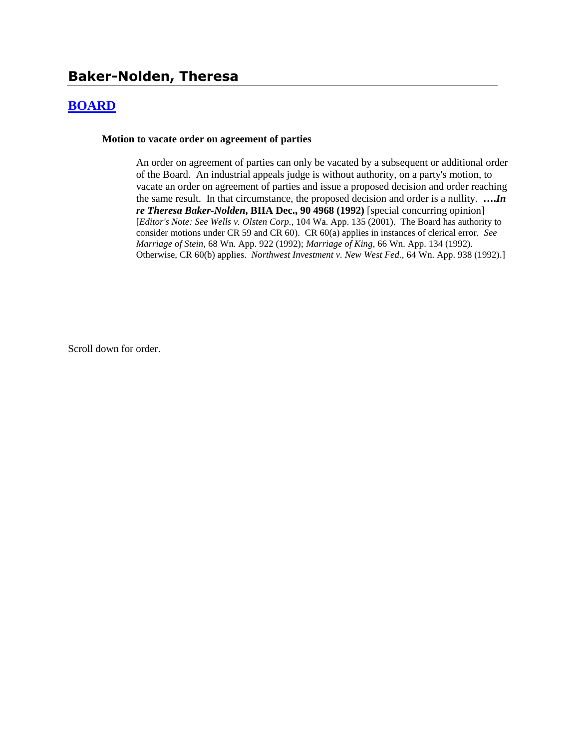# Baker-Nolden, Theresa

## [BOARD]

**Motion to vacate order on agreement of parties**

An order on agreement of parties can only be vacated by a subsequent or additional order of the Board. An industrial appeals judge is without authority, on a party's motion, to vacate an order on agreement of parties and issue a proposed decision and order reaching the same result. In that circumstance, the proposed decision and order is a nullity. ***….In re Theresa Baker-Nolden*, BIIA Dec., 90 4968 (1992)** [special concurring opinion] [*Editor's Note: See Wells v. Olsten Corp.,* 104 Wa. App. 135 (2001). The Board has authority to consider motions under CR 59 and CR 60). CR 60(a) applies in instances of clerical error. *See Marriage of Stein*, 68 Wn. App. 922 (1992); *Marriage of King*, 66 Wn. App. 134 (1992). Otherwise, CR 60(b) applies. *Northwest Investment v. New West Fed.,* 64 Wn. App. 938 (1992).]

Scroll down for order.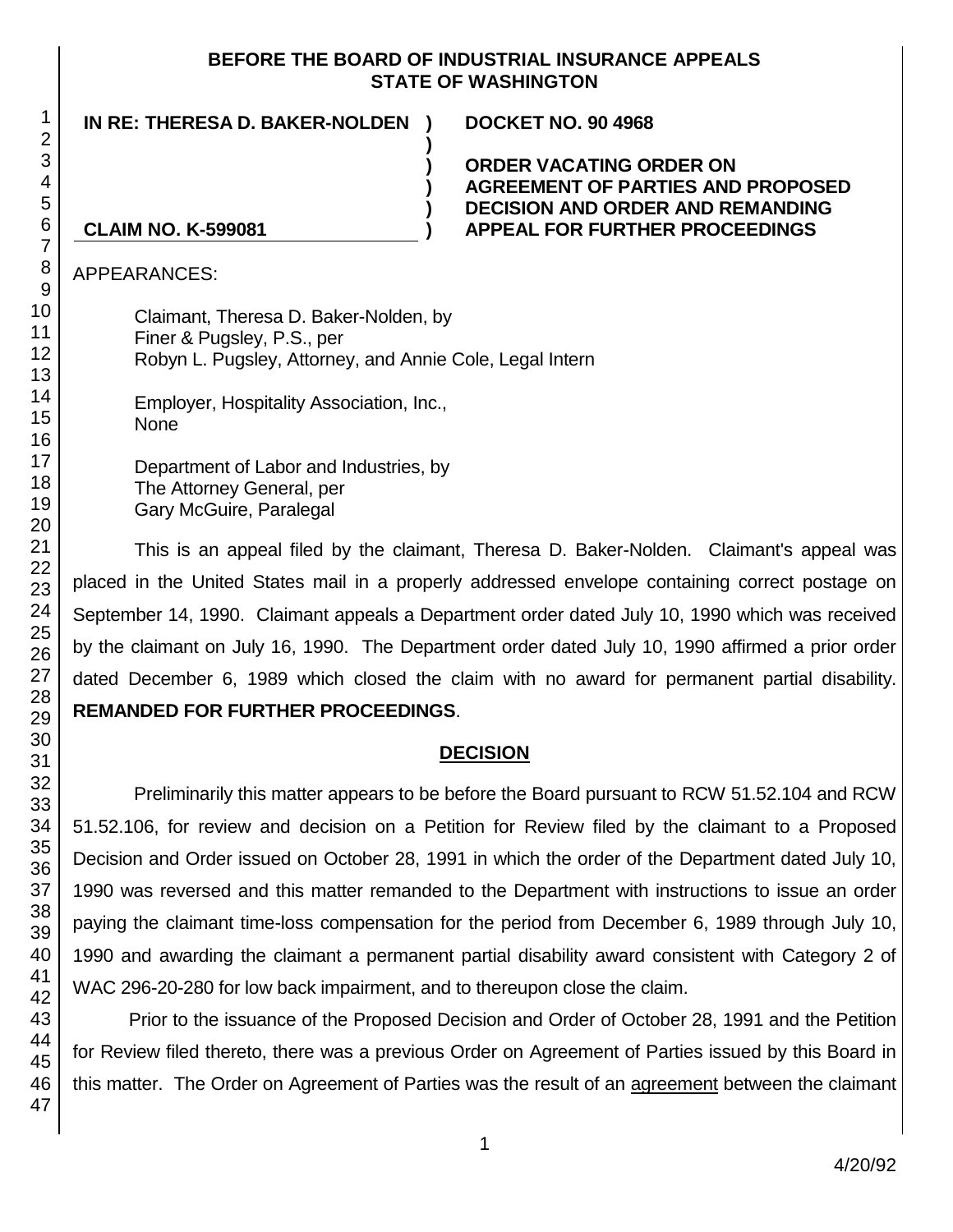**BEFORE THE BOARD OF INDUSTRIAL INSURANCE APPEALS**
**STATE OF WASHINGTON**

| | | |
|---|---|---|
| **IN RE: THERESA D. BAKER-NOLDEN** | **)** | **DOCKET NO. 90 4968** |
| | **)** | |
| | **)** | **ORDER VACATING ORDER ON AGREEMENT OF PARTIES AND PROPOSED DECISION AND ORDER AND REMANDING APPEAL FOR FURTHER PROCEEDINGS** |
| **CLAIM NO. K-599081** | **)** | |

APPEARANCES:

Claimant, Theresa D. Baker-Nolden, by
Finer & Pugsley, P.S., per
Robyn L. Pugsley, Attorney, and Annie Cole, Legal Intern

Employer, Hospitality Association, Inc.,
None

Department of Labor and Industries, by
The Attorney General, per
Gary McGuire, Paralegal

This is an appeal filed by the claimant, Theresa D. Baker-Nolden. Claimant's appeal was placed in the United States mail in a properly addressed envelope containing correct postage on September 14, 1990. Claimant appeals a Department order dated July 10, 1990 which was received by the claimant on July 16, 1990. The Department order dated July 10, 1990 affirmed a prior order dated December 6, 1989 which closed the claim with no award for permanent partial disability. **REMANDED FOR FURTHER PROCEEDINGS**.

## DECISION

Preliminarily this matter appears to be before the Board pursuant to RCW 51.52.104 and RCW 51.52.106, for review and decision on a Petition for Review filed by the claimant to a Proposed Decision and Order issued on October 28, 1991 in which the order of the Department dated July 10, 1990 was reversed and this matter remanded to the Department with instructions to issue an order paying the claimant time-loss compensation for the period from December 6, 1989 through July 10, 1990 and awarding the claimant a permanent partial disability award consistent with Category 2 of WAC 296-20-280 for low back impairment, and to thereupon close the claim.

Prior to the issuance of the Proposed Decision and Order of October 28, 1991 and the Petition for Review filed thereto, there was a previous Order on Agreement of Parties issued by this Board in this matter. The Order on Agreement of Parties was the result of an agreement between the claimant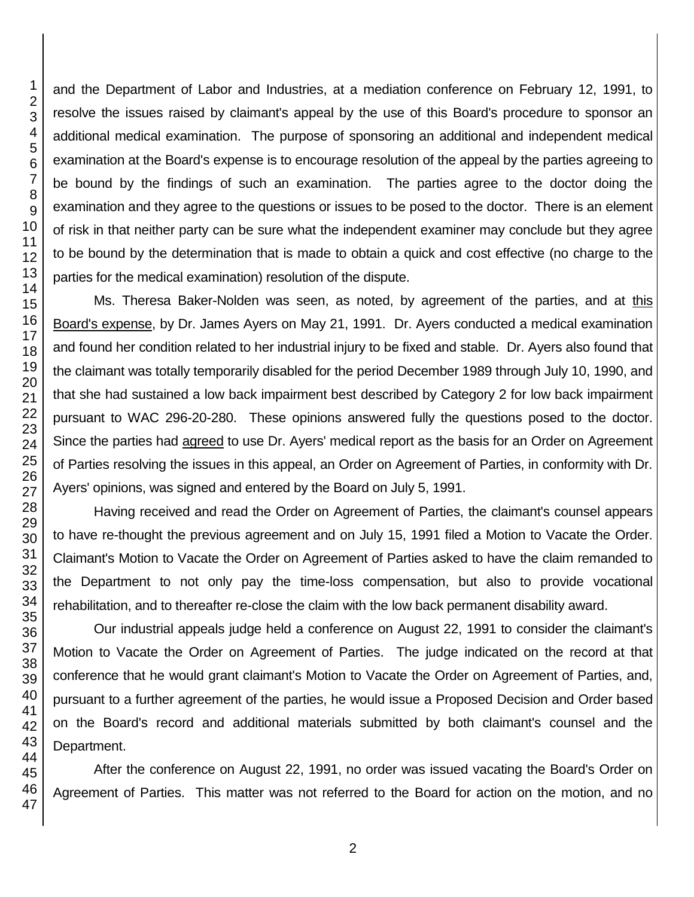and the Department of Labor and Industries, at a mediation conference on February 12, 1991, to resolve the issues raised by claimant's appeal by the use of this Board's procedure to sponsor an additional medical examination. The purpose of sponsoring an additional and independent medical examination at the Board's expense is to encourage resolution of the appeal by the parties agreeing to be bound by the findings of such an examination. The parties agree to the doctor doing the examination and they agree to the questions or issues to be posed to the doctor. There is an element of risk in that neither party can be sure what the independent examiner may conclude but they agree to be bound by the determination that is made to obtain a quick and cost effective (no charge to the parties for the medical examination) resolution of the dispute.

Ms. Theresa Baker-Nolden was seen, as noted, by agreement of the parties, and at this Board's expense, by Dr. James Ayers on May 21, 1991. Dr. Ayers conducted a medical examination and found her condition related to her industrial injury to be fixed and stable. Dr. Ayers also found that the claimant was totally temporarily disabled for the period December 1989 through July 10, 1990, and that she had sustained a low back impairment best described by Category 2 for low back impairment pursuant to WAC 296-20-280. These opinions answered fully the questions posed to the doctor. Since the parties had agreed to use Dr. Ayers' medical report as the basis for an Order on Agreement of Parties resolving the issues in this appeal, an Order on Agreement of Parties, in conformity with Dr. Ayers' opinions, was signed and entered by the Board on July 5, 1991.

Having received and read the Order on Agreement of Parties, the claimant's counsel appears to have re-thought the previous agreement and on July 15, 1991 filed a Motion to Vacate the Order. Claimant's Motion to Vacate the Order on Agreement of Parties asked to have the claim remanded to the Department to not only pay the time-loss compensation, but also to provide vocational rehabilitation, and to thereafter re-close the claim with the low back permanent disability award.

Our industrial appeals judge held a conference on August 22, 1991 to consider the claimant's Motion to Vacate the Order on Agreement of Parties. The judge indicated on the record at that conference that he would grant claimant's Motion to Vacate the Order on Agreement of Parties, and, pursuant to a further agreement of the parties, he would issue a Proposed Decision and Order based on the Board's record and additional materials submitted by both claimant's counsel and the Department.

After the conference on August 22, 1991, no order was issued vacating the Board's Order on Agreement of Parties. This matter was not referred to the Board for action on the motion, and no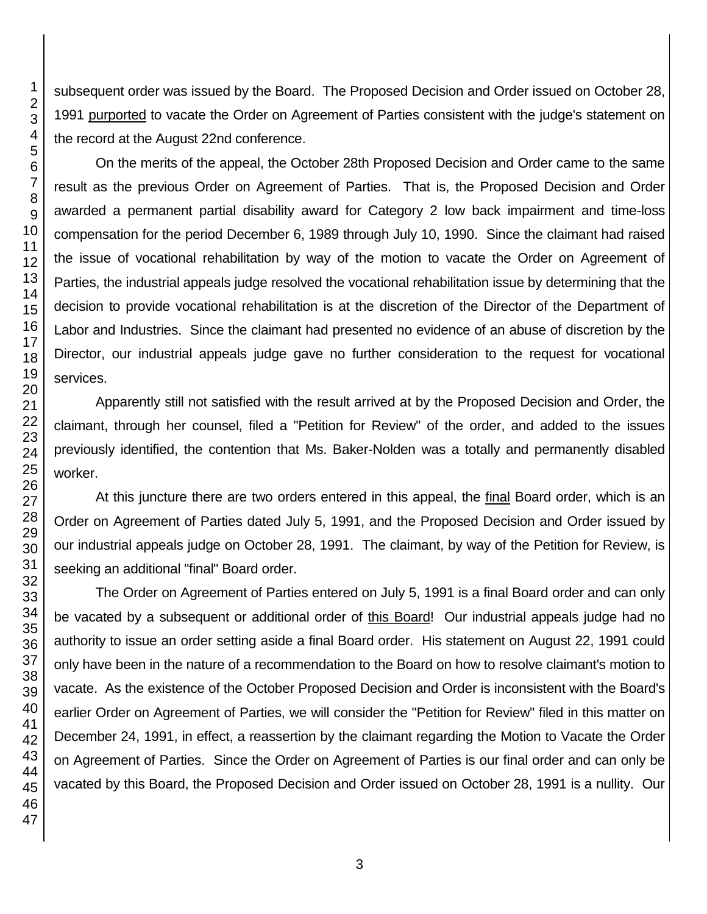subsequent order was issued by the Board. The Proposed Decision and Order issued on October 28, 1991 purported to vacate the Order on Agreement of Parties consistent with the judge's statement on the record at the August 22nd conference.

On the merits of the appeal, the October 28th Proposed Decision and Order came to the same result as the previous Order on Agreement of Parties. That is, the Proposed Decision and Order awarded a permanent partial disability award for Category 2 low back impairment and time-loss compensation for the period December 6, 1989 through July 10, 1990. Since the claimant had raised the issue of vocational rehabilitation by way of the motion to vacate the Order on Agreement of Parties, the industrial appeals judge resolved the vocational rehabilitation issue by determining that the decision to provide vocational rehabilitation is at the discretion of the Director of the Department of Labor and Industries. Since the claimant had presented no evidence of an abuse of discretion by the Director, our industrial appeals judge gave no further consideration to the request for vocational services.

Apparently still not satisfied with the result arrived at by the Proposed Decision and Order, the claimant, through her counsel, filed a "Petition for Review" of the order, and added to the issues previously identified, the contention that Ms. Baker-Nolden was a totally and permanently disabled worker.

At this juncture there are two orders entered in this appeal, the final Board order, which is an Order on Agreement of Parties dated July 5, 1991, and the Proposed Decision and Order issued by our industrial appeals judge on October 28, 1991. The claimant, by way of the Petition for Review, is seeking an additional "final" Board order.

The Order on Agreement of Parties entered on July 5, 1991 is a final Board order and can only be vacated by a subsequent or additional order of this Board! Our industrial appeals judge had no authority to issue an order setting aside a final Board order. His statement on August 22, 1991 could only have been in the nature of a recommendation to the Board on how to resolve claimant's motion to vacate. As the existence of the October Proposed Decision and Order is inconsistent with the Board's earlier Order on Agreement of Parties, we will consider the "Petition for Review" filed in this matter on December 24, 1991, in effect, a reassertion by the claimant regarding the Motion to Vacate the Order on Agreement of Parties. Since the Order on Agreement of Parties is our final order and can only be vacated by this Board, the Proposed Decision and Order issued on October 28, 1991 is a nullity. Our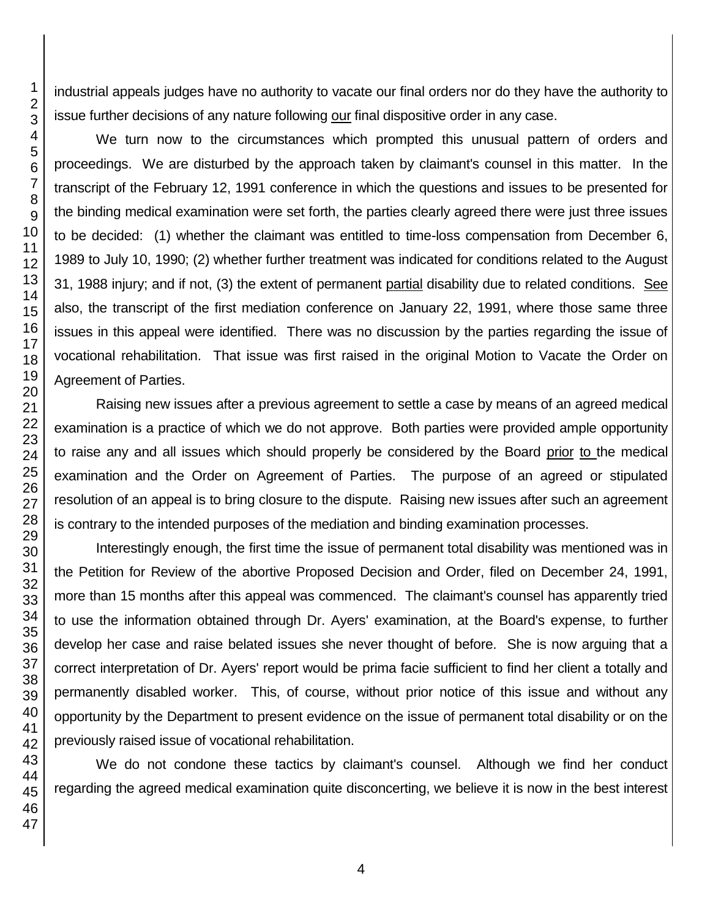industrial appeals judges have no authority to vacate our final orders nor do they have the authority to issue further decisions of any nature following our final dispositive order in any case.

We turn now to the circumstances which prompted this unusual pattern of orders and proceedings. We are disturbed by the approach taken by claimant's counsel in this matter. In the transcript of the February 12, 1991 conference in which the questions and issues to be presented for the binding medical examination were set forth, the parties clearly agreed there were just three issues to be decided: (1) whether the claimant was entitled to time-loss compensation from December 6, 1989 to July 10, 1990; (2) whether further treatment was indicated for conditions related to the August 31, 1988 injury; and if not, (3) the extent of permanent partial disability due to related conditions. See also, the transcript of the first mediation conference on January 22, 1991, where those same three issues in this appeal were identified. There was no discussion by the parties regarding the issue of vocational rehabilitation. That issue was first raised in the original Motion to Vacate the Order on Agreement of Parties.

Raising new issues after a previous agreement to settle a case by means of an agreed medical examination is a practice of which we do not approve. Both parties were provided ample opportunity to raise any and all issues which should properly be considered by the Board prior to the medical examination and the Order on Agreement of Parties. The purpose of an agreed or stipulated resolution of an appeal is to bring closure to the dispute. Raising new issues after such an agreement is contrary to the intended purposes of the mediation and binding examination processes.

Interestingly enough, the first time the issue of permanent total disability was mentioned was in the Petition for Review of the abortive Proposed Decision and Order, filed on December 24, 1991, more than 15 months after this appeal was commenced. The claimant's counsel has apparently tried to use the information obtained through Dr. Ayers' examination, at the Board's expense, to further develop her case and raise belated issues she never thought of before. She is now arguing that a correct interpretation of Dr. Ayers' report would be prima facie sufficient to find her client a totally and permanently disabled worker. This, of course, without prior notice of this issue and without any opportunity by the Department to present evidence on the issue of permanent total disability or on the previously raised issue of vocational rehabilitation.

We do not condone these tactics by claimant's counsel. Although we find her conduct regarding the agreed medical examination quite disconcerting, we believe it is now in the best interest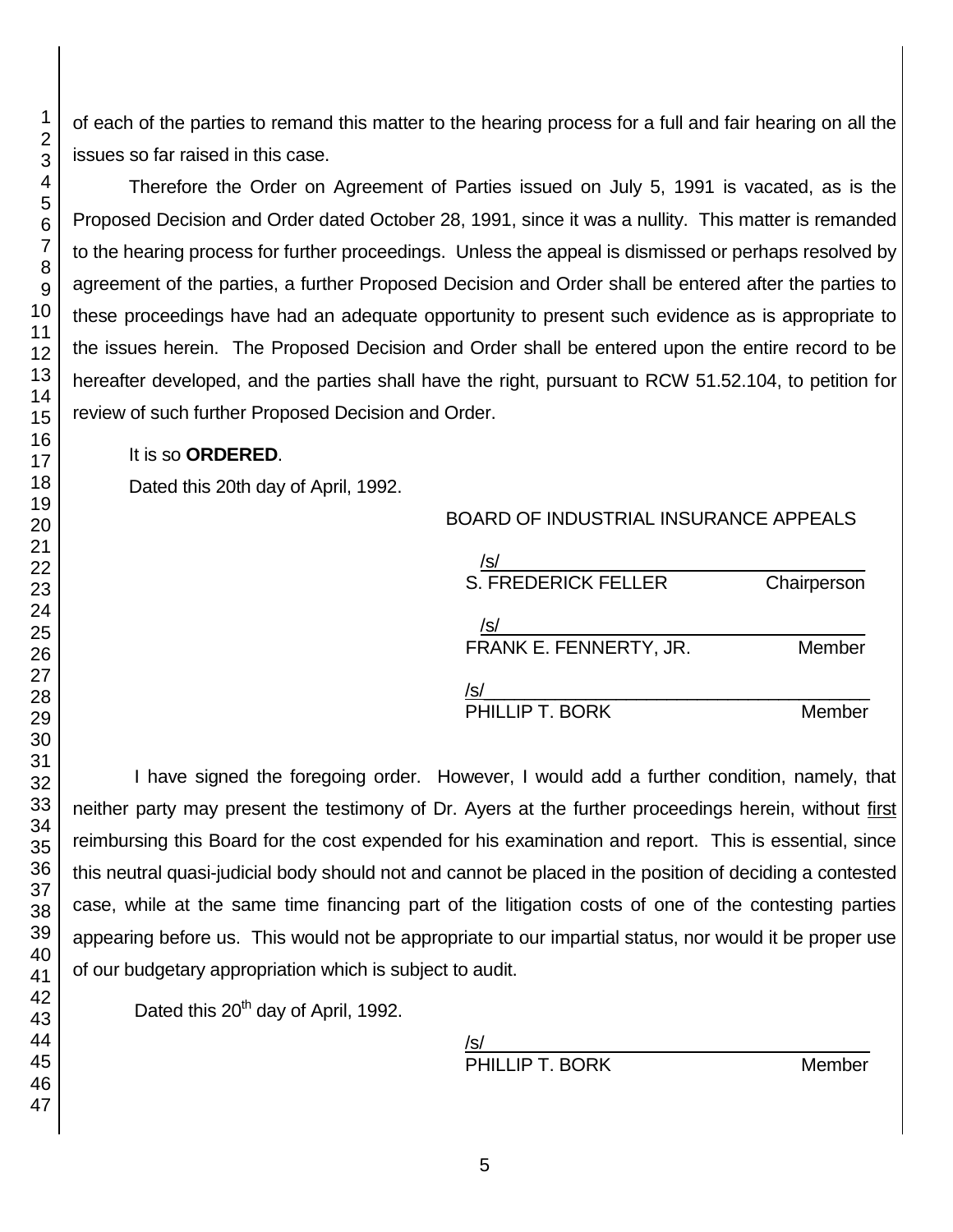of each of the parties to remand this matter to the hearing process for a full and fair hearing on all the issues so far raised in this case.

Therefore the Order on Agreement of Parties issued on July 5, 1991 is vacated, as is the Proposed Decision and Order dated October 28, 1991, since it was a nullity. This matter is remanded to the hearing process for further proceedings. Unless the appeal is dismissed or perhaps resolved by agreement of the parties, a further Proposed Decision and Order shall be entered after the parties to these proceedings have had an adequate opportunity to present such evidence as is appropriate to the issues herein. The Proposed Decision and Order shall be entered upon the entire record to be hereafter developed, and the parties shall have the right, pursuant to RCW 51.52.104, to petition for review of such further Proposed Decision and Order.

It is so **ORDERED**.

Dated this 20th day of April, 1992.

BOARD OF INDUSTRIAL INSURANCE APPEALS

/s/
S. FREDERICK FELLER Chairperson

/s/
FRANK E. FENNERTY, JR. Member

/s/
PHILLIP T. BORK Member

I have signed the foregoing order. However, I would add a further condition, namely, that neither party may present the testimony of Dr. Ayers at the further proceedings herein, without first reimbursing this Board for the cost expended for his examination and report. This is essential, since this neutral quasi-judicial body should not and cannot be placed in the position of deciding a contested case, while at the same time financing part of the litigation costs of one of the contesting parties appearing before us. This would not be appropriate to our impartial status, nor would it be proper use of our budgetary appropriation which is subject to audit.

Dated this 20th day of April, 1992.

/s/
PHILLIP T. BORK Member